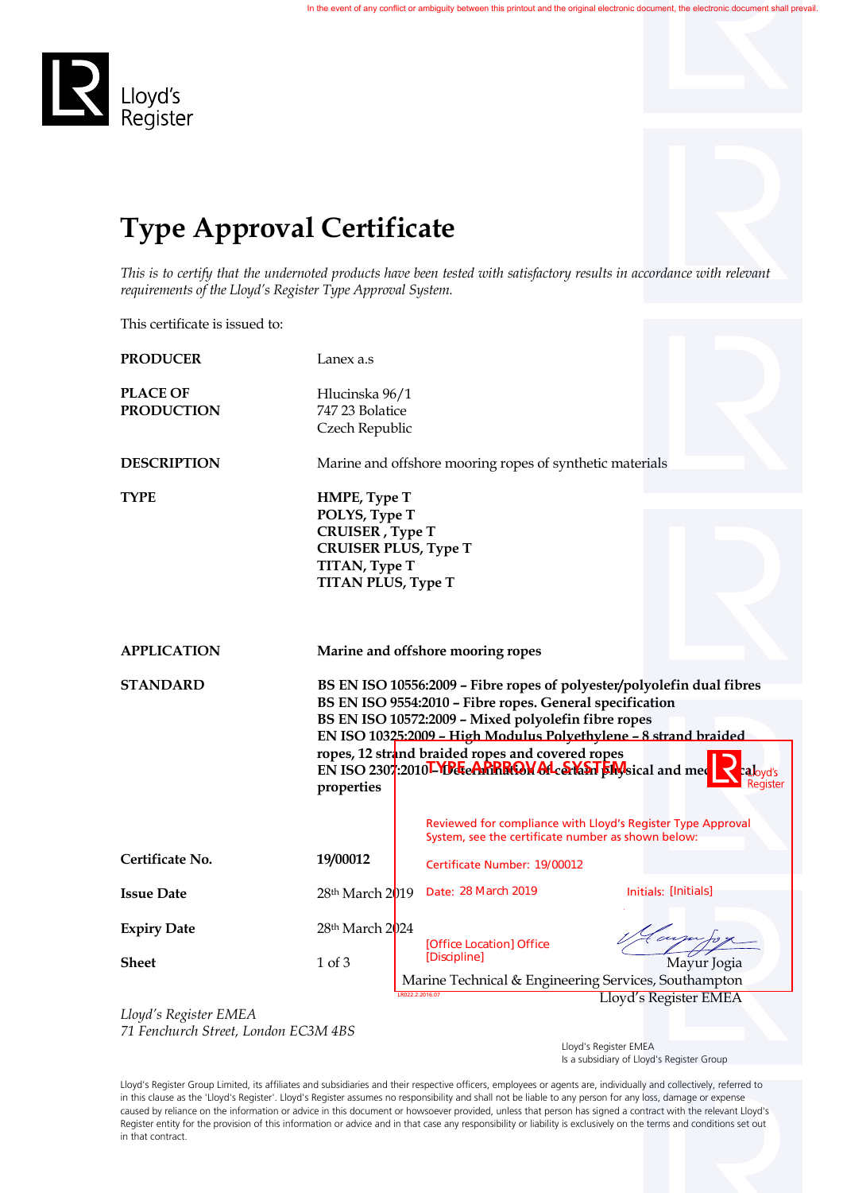In the event of any conflict or ambiguity between this printout and the original electronic document, the electronic document shall prevail.

Lloyd's Register

# Type Approval Certificate

*This is to certify that the undernoted products have been tested with satisfactory results in accordance with relevant requirements of the Lloyd's Register Type Approval System.*

This certificate is issued to:

| | |
|---|---|
| **PRODUCER** | Lanex a.s |
| **PLACE OF PRODUCTION** | Hlucinska 96/1<br>747 23 Bolatice<br>Czech Republic |
| **DESCRIPTION** | Marine and offshore mooring ropes of synthetic materials |
| **TYPE** | **HMPE, Type T**<br>**POLYS, Type T**<br>**CRUISER , Type T**<br>**CRUISER PLUS, Type T**<br>**TITAN, Type T**<br>**TITAN PLUS, Type T** |
| **APPLICATION** | **Marine and offshore mooring ropes** |
| **STANDARD** | **BS EN ISO 10556:2009 – Fibre ropes of polyester/polyolefin dual fibres**<br>**BS EN ISO 9554:2010 – Fibre ropes. General specification**<br>**BS EN ISO 10572:2009 – Mixed polyolefin fibre ropes**<br>**EN ISO 10325:2009 – High Modulus Polyethylene – 8 strand braided ropes, 12 strand braided ropes and covered ropes**<br>**EN ISO 2307:2010 – Determination of certain physical and mechanical properties** |
| **Certificate No.** | **19/00012** |
| **Issue Date** | 28th March 2019 |
| **Expiry Date** | 28th March 2024 |
| **Sheet** | 1 of 3 |

**TYPE APPROVAL SYSTEM** — Lloyd's Register

Reviewed for compliance with Lloyd's Register Type Approval System, see the certificate number as shown below:

Certificate Number: 19/00012

Date: 28 March 2019 Initials: [Initials]

[Office Location] Office
[Discipline]

LR022.2.2016.07

Mayur Jogia
Marine Technical & Engineering Services, Southampton
Lloyd's Register EMEA

*Lloyd's Register EMEA*
*71 Fenchurch Street, London EC3M 4BS*

Lloyd's Register EMEA
Is a subsidiary of Lloyd's Register Group

Lloyd's Register Group Limited, its affiliates and subsidiaries and their respective officers, employees or agents are, individually and collectively, referred to in this clause as the 'Lloyd's Register'. Lloyd's Register assumes no responsibility and shall not be liable to any person for any loss, damage or expense caused by reliance on the information or advice in this document or howsoever provided, unless that person has signed a contract with the relevant Lloyd's Register entity for the provision of this information or advice and in that case any responsibility or liability is exclusively on the terms and conditions set out in that contract.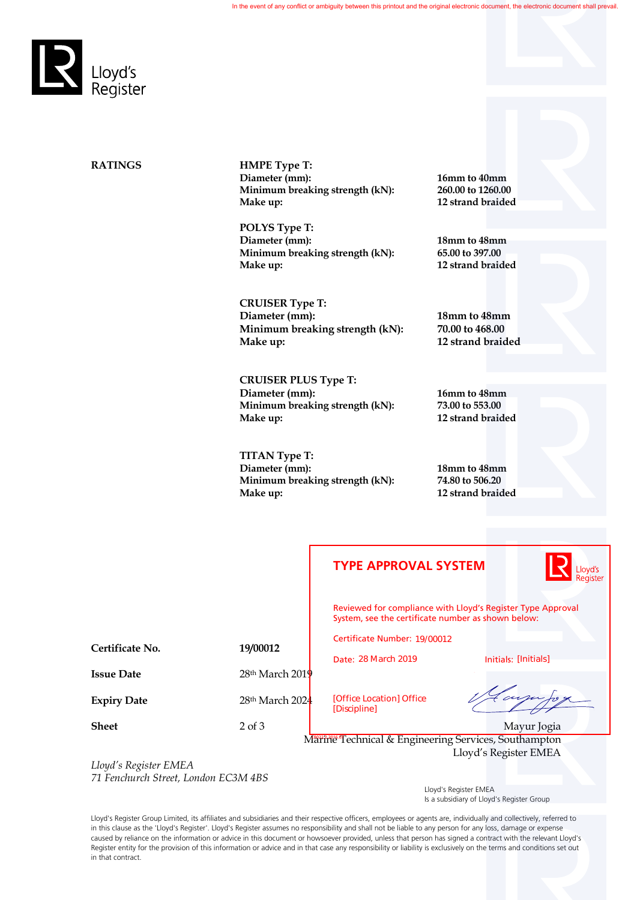In the event of any conflict or ambiguity between this printout and the original electronic document, the electronic document shall prevail.

Lloyd's Register

**RATINGS**

**HMPE Type T:**

| | |
|---|---|
| **Diameter (mm):** | **16mm to 40mm** |
| **Minimum breaking strength (kN):** | **260.00 to 1260.00** |
| **Make up:** | **12 strand braided** |

**POLYS Type T:**

| | |
|---|---|
| **Diameter (mm):** | **18mm to 48mm** |
| **Minimum breaking strength (kN):** | **65.00 to 397.00** |
| **Make up:** | **12 strand braided** |

**CRUISER Type T:**

| | |
|---|---|
| **Diameter (mm):** | **18mm to 48mm** |
| **Minimum breaking strength (kN):** | **70.00 to 468.00** |
| **Make up:** | **12 strand braided** |

**CRUISER PLUS Type T:**

| | |
|---|---|
| **Diameter (mm):** | **16mm to 48mm** |
| **Minimum breaking strength (kN):** | **73.00 to 553.00** |
| **Make up:** | **12 strand braided** |

**TITAN Type T:**

| | |
|---|---|
| **Diameter (mm):** | **18mm to 48mm** |
| **Minimum breaking strength (kN):** | **74.80 to 506.20** |
| **Make up:** | **12 strand braided** |

**TYPE APPROVAL SYSTEM**

Reviewed for compliance with Lloyd's Register Type Approval System, see the certificate number as shown below:

Certificate Number: 19/00012

Date: 28 March 2019

Initials: [Initials]

[Office Location] Office
[Discipline]

| | |
|---|---|
| **Certificate No.** | **19/00012** |
| **Issue Date** | 28th March 2019 |
| **Expiry Date** | 28th March 2024 |
| **Sheet** | 2 of 3 |

Mayur Jogia
Marine Technical & Engineering Services, Southampton
Lloyd's Register EMEA

*Lloyd's Register EMEA*
*71 Fenchurch Street, London EC3M 4BS*

Lloyd's Register EMEA
Is a subsidiary of Lloyd's Register Group

Lloyd's Register Group Limited, its affiliates and subsidiaries and their respective officers, employees or agents are, individually and collectively, referred to in this clause as the 'Lloyd's Register'. Lloyd's Register assumes no responsibility and shall not be liable to any person for any loss, damage or expense caused by reliance on the information or advice in this document or howsoever provided, unless that person has signed a contract with the relevant Lloyd's Register entity for the provision of this information or advice and in that case any responsibility or liability is exclusively on the terms and conditions set out in that contract.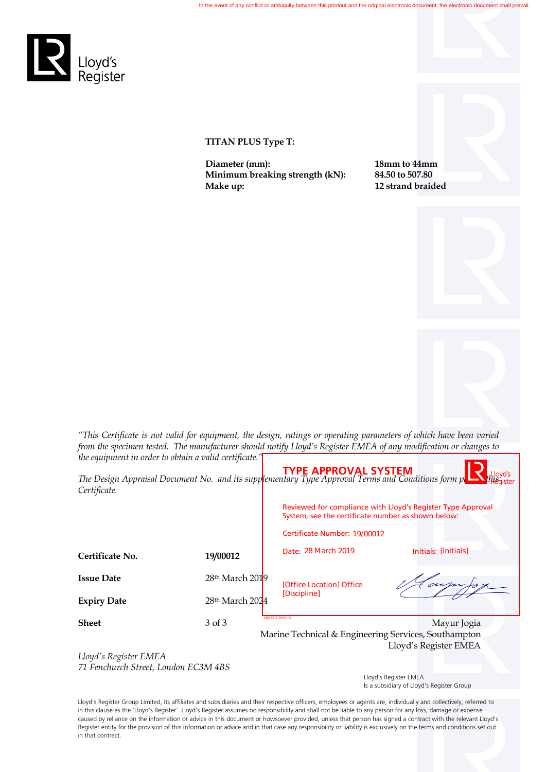In the event of any conflict or ambiguity between this printout and the original electronic document, the electronic document shall prevail.

Lloyd's Register

**TITAN PLUS Type T:**

| | |
|---|---|
| **Diameter (mm):** | **18mm to 44mm** |
| **Minimum breaking strength (kN):** | **84.50 to 507.80** |
| **Make up:** | **12 strand braided** |

*"This Certificate is not valid for equipment, the design, ratings or operating parameters of which have been varied from the specimen tested. The manufacturer should notify Lloyd's Register EMEA of any modification or changes to the equipment in order to obtain a valid certificate."*

*The Design Appraisal Document No. and its supplementary Type Approval Terms and Conditions form part of this Certificate.*

**TYPE APPROVAL SYSTEM**

Reviewed for compliance with Lloyd's Register Type Approval System, see the certificate number as shown below:

Certificate Number: 19/00012

Date: 28 March 2019

Initials: [Initials]

[Office Location] Office
[Discipline]

LR022.2.2016.07

| | |
|---|---|
| **Certificate No.** | **19/00012** |
| **Issue Date** | 28th March 2019 |
| **Expiry Date** | 28th March 2024 |
| **Sheet** | 3 of 3 |

Mayur Jogia
Marine Technical & Engineering Services, Southampton
Lloyd's Register EMEA

*Lloyd's Register EMEA*
*71 Fenchurch Street, London EC3M 4BS*

Lloyd's Register EMEA
Is a subsidiary of Lloyd's Register Group

Lloyd's Register Group Limited, its affiliates and subsidiaries and their respective officers, employees or agents are, individually and collectively, referred to in this clause as the 'Lloyd's Register'. Lloyd's Register assumes no responsibility and shall not be liable to any person for any loss, damage or expense caused by reliance on the information or advice in this document or howsoever provided, unless that person has signed a contract with the relevant Lloyd's Register entity for the provision of this information or advice and in that case any responsibility or liability is exclusively on the terms and conditions set out in that contract.